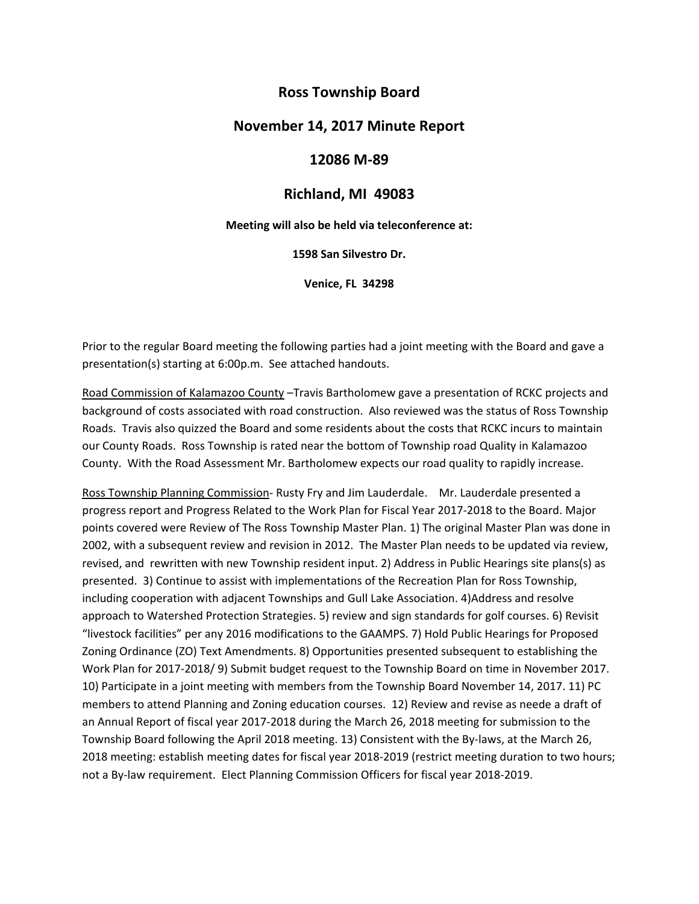# Ross Township Board

## November 14, 2017 Minute Report

## 12086 M-89

## Richland, MI 49083

**Meeting will also be held via teleconference at:**

**1598 San Silvestro Dr.**

**Venice, FL 34298**

Prior to the regular Board meeting the following parties had a joint meeting with the Board and gave a presentation(s) starting at 6:00p.m. See attached handouts.

Road Commission of Kalamazoo County –Travis Bartholomew gave a presentation of RCKC projects and background of costs associated with road construction. Also reviewed was the status of Ross Township Roads. Travis also quizzed the Board and some residents about the costs that RCKC incurs to maintain our County Roads. Ross Township is rated near the bottom of Township road Quality in Kalamazoo County. With the Road Assessment Mr. Bartholomew expects our road quality to rapidly increase.

Ross Township Planning Commission- Rusty Fry and Jim Lauderdale. Mr. Lauderdale presented a progress report and Progress Related to the Work Plan for Fiscal Year 2017-2018 to the Board. Major points covered were Review of The Ross Township Master Plan. 1) The original Master Plan was done in 2002, with a subsequent review and revision in 2012. The Master Plan needs to be updated via review, revised, and rewritten with new Township resident input. 2) Address in Public Hearings site plans(s) as presented. 3) Continue to assist with implementations of the Recreation Plan for Ross Township, including cooperation with adjacent Townships and Gull Lake Association. 4)Address and resolve approach to Watershed Protection Strategies. 5) review and sign standards for golf courses. 6) Revisit "livestock facilities" per any 2016 modifications to the GAAMPS. 7) Hold Public Hearings for Proposed Zoning Ordinance (ZO) Text Amendments. 8) Opportunities presented subsequent to establishing the Work Plan for 2017-2018/ 9) Submit budget request to the Township Board on time in November 2017. 10) Participate in a joint meeting with members from the Township Board November 14, 2017. 11) PC members to attend Planning and Zoning education courses. 12) Review and revise as neede a draft of an Annual Report of fiscal year 2017-2018 during the March 26, 2018 meeting for submission to the Township Board following the April 2018 meeting. 13) Consistent with the By-laws, at the March 26, 2018 meeting: establish meeting dates for fiscal year 2018-2019 (restrict meeting duration to two hours; not a By-law requirement. Elect Planning Commission Officers for fiscal year 2018-2019.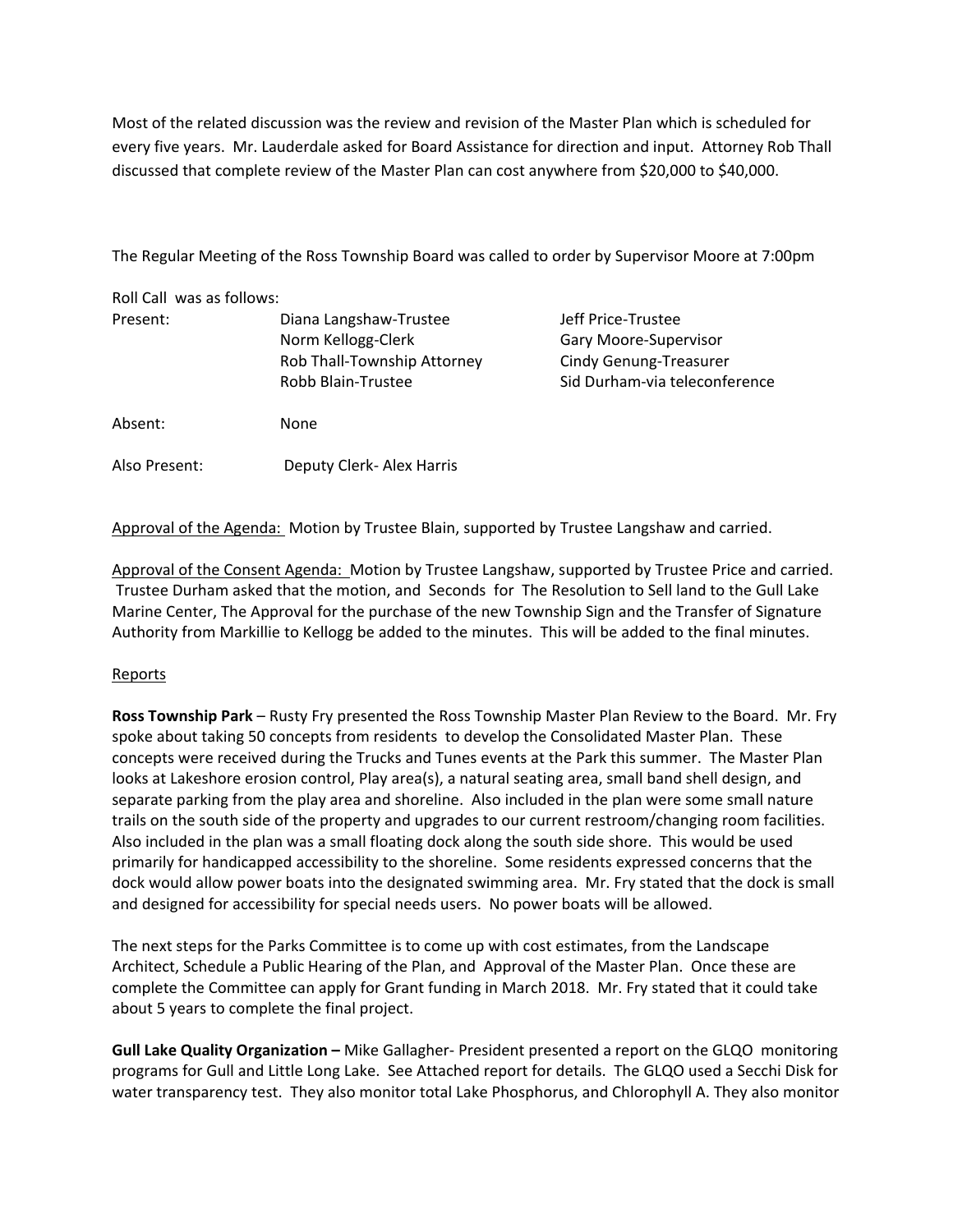Most of the related discussion was the review and revision of the Master Plan which is scheduled for every five years. Mr. Lauderdale asked for Board Assistance for direction and input. Attorney Rob Thall discussed that complete review of the Master Plan can cost anywhere from $20,000 to $40,000.

The Regular Meeting of the Ross Township Board was called to order by Supervisor Moore at 7:00pm

Roll Call was as follows:

| | | |
|---|---|---|
| Present: | Diana Langshaw-Trustee | Jeff Price-Trustee |
| | Norm Kellogg-Clerk | Gary Moore-Supervisor |
| | Rob Thall-Township Attorney | Cindy Genung-Treasurer |
| | Robb Blain-Trustee | Sid Durham-via teleconference |
| Absent: | None | |
| Also Present: | Deputy Clerk- Alex Harris | |

Approval of the Agenda: Motion by Trustee Blain, supported by Trustee Langshaw and carried.

Approval of the Consent Agenda: Motion by Trustee Langshaw, supported by Trustee Price and carried. Trustee Durham asked that the motion, and Seconds for The Resolution to Sell land to the Gull Lake Marine Center, The Approval for the purchase of the new Township Sign and the Transfer of Signature Authority from Markillie to Kellogg be added to the minutes. This will be added to the final minutes.

Reports

**Ross Township Park** – Rusty Fry presented the Ross Township Master Plan Review to the Board. Mr. Fry spoke about taking 50 concepts from residents to develop the Consolidated Master Plan. These concepts were received during the Trucks and Tunes events at the Park this summer. The Master Plan looks at Lakeshore erosion control, Play area(s), a natural seating area, small band shell design, and separate parking from the play area and shoreline. Also included in the plan were some small nature trails on the south side of the property and upgrades to our current restroom/changing room facilities. Also included in the plan was a small floating dock along the south side shore. This would be used primarily for handicapped accessibility to the shoreline. Some residents expressed concerns that the dock would allow power boats into the designated swimming area. Mr. Fry stated that the dock is small and designed for accessibility for special needs users. No power boats will be allowed.

The next steps for the Parks Committee is to come up with cost estimates, from the Landscape Architect, Schedule a Public Hearing of the Plan, and Approval of the Master Plan. Once these are complete the Committee can apply for Grant funding in March 2018. Mr. Fry stated that it could take about 5 years to complete the final project.

**Gull Lake Quality Organization –** Mike Gallagher- President presented a report on the GLQO monitoring programs for Gull and Little Long Lake. See Attached report for details. The GLQO used a Secchi Disk for water transparency test. They also monitor total Lake Phosphorus, and Chlorophyll A. They also monitor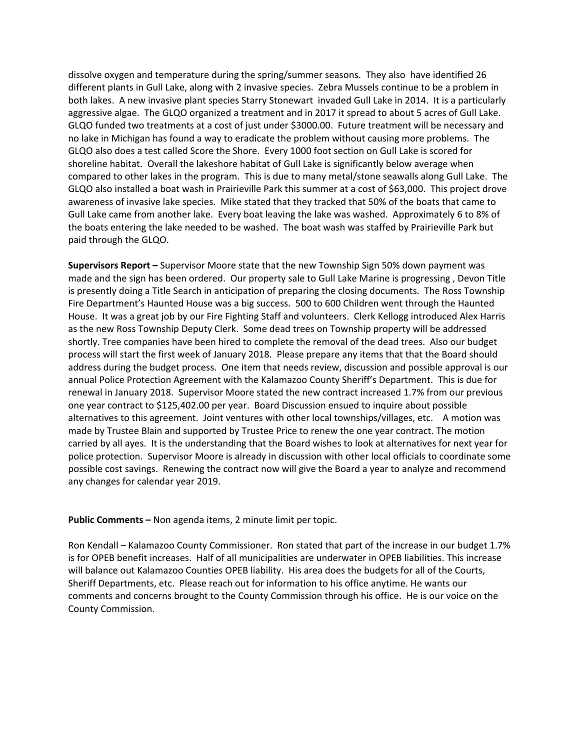dissolve oxygen and temperature during the spring/summer seasons. They also have identified 26 different plants in Gull Lake, along with 2 invasive species. Zebra Mussels continue to be a problem in both lakes. A new invasive plant species Starry Stonewart invaded Gull Lake in 2014. It is a particularly aggressive algae. The GLQO organized a treatment and in 2017 it spread to about 5 acres of Gull Lake. GLQO funded two treatments at a cost of just under $3000.00. Future treatment will be necessary and no lake in Michigan has found a way to eradicate the problem without causing more problems. The GLQO also does a test called Score the Shore. Every 1000 foot section on Gull Lake is scored for shoreline habitat. Overall the lakeshore habitat of Gull Lake is significantly below average when compared to other lakes in the program. This is due to many metal/stone seawalls along Gull Lake. The GLQO also installed a boat wash in Prairieville Park this summer at a cost of $63,000. This project drove awareness of invasive lake species. Mike stated that they tracked that 50% of the boats that came to Gull Lake came from another lake. Every boat leaving the lake was washed. Approximately 6 to 8% of the boats entering the lake needed to be washed. The boat wash was staffed by Prairieville Park but paid through the GLQO.

**Supervisors Report –** Supervisor Moore state that the new Township Sign 50% down payment was made and the sign has been ordered. Our property sale to Gull Lake Marine is progressing , Devon Title is presently doing a Title Search in anticipation of preparing the closing documents. The Ross Township Fire Department's Haunted House was a big success. 500 to 600 Children went through the Haunted House. It was a great job by our Fire Fighting Staff and volunteers. Clerk Kellogg introduced Alex Harris as the new Ross Township Deputy Clerk. Some dead trees on Township property will be addressed shortly. Tree companies have been hired to complete the removal of the dead trees. Also our budget process will start the first week of January 2018. Please prepare any items that that the Board should address during the budget process. One item that needs review, discussion and possible approval is our annual Police Protection Agreement with the Kalamazoo County Sheriff's Department. This is due for renewal in January 2018. Supervisor Moore stated the new contract increased 1.7% from our previous one year contract to $125,402.00 per year. Board Discussion ensued to inquire about possible alternatives to this agreement. Joint ventures with other local townships/villages, etc. A motion was made by Trustee Blain and supported by Trustee Price to renew the one year contract. The motion carried by all ayes. It is the understanding that the Board wishes to look at alternatives for next year for police protection. Supervisor Moore is already in discussion with other local officials to coordinate some possible cost savings. Renewing the contract now will give the Board a year to analyze and recommend any changes for calendar year 2019.

**Public Comments –** Non agenda items, 2 minute limit per topic.

Ron Kendall – Kalamazoo County Commissioner. Ron stated that part of the increase in our budget 1.7% is for OPEB benefit increases. Half of all municipalities are underwater in OPEB liabilities. This increase will balance out Kalamazoo Counties OPEB liability. His area does the budgets for all of the Courts, Sheriff Departments, etc. Please reach out for information to his office anytime. He wants our comments and concerns brought to the County Commission through his office. He is our voice on the County Commission.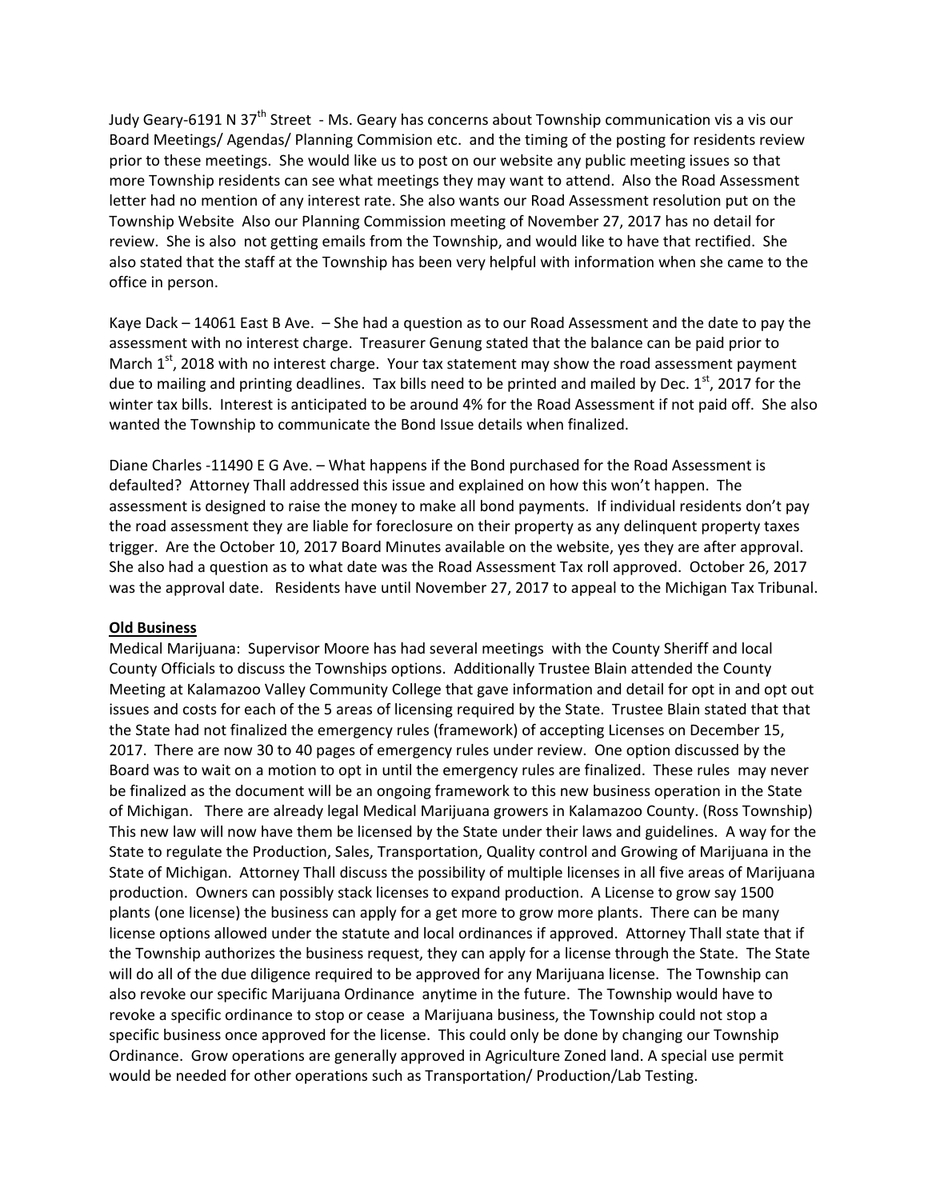Judy Geary-6191 N 37th Street - Ms. Geary has concerns about Township communication vis a vis our Board Meetings/ Agendas/ Planning Commision etc. and the timing of the posting for residents review prior to these meetings. She would like us to post on our website any public meeting issues so that more Township residents can see what meetings they may want to attend. Also the Road Assessment letter had no mention of any interest rate. She also wants our Road Assessment resolution put on the Township Website Also our Planning Commission meeting of November 27, 2017 has no detail for review. She is also not getting emails from the Township, and would like to have that rectified. She also stated that the staff at the Township has been very helpful with information when she came to the office in person.

Kaye Dack – 14061 East B Ave. – She had a question as to our Road Assessment and the date to pay the assessment with no interest charge. Treasurer Genung stated that the balance can be paid prior to March 1st, 2018 with no interest charge. Your tax statement may show the road assessment payment due to mailing and printing deadlines. Tax bills need to be printed and mailed by Dec. 1st, 2017 for the winter tax bills. Interest is anticipated to be around 4% for the Road Assessment if not paid off. She also wanted the Township to communicate the Bond Issue details when finalized.

Diane Charles -11490 E G Ave. – What happens if the Bond purchased for the Road Assessment is defaulted? Attorney Thall addressed this issue and explained on how this won't happen. The assessment is designed to raise the money to make all bond payments. If individual residents don't pay the road assessment they are liable for foreclosure on their property as any delinquent property taxes trigger. Are the October 10, 2017 Board Minutes available on the website, yes they are after approval. She also had a question as to what date was the Road Assessment Tax roll approved. October 26, 2017 was the approval date. Residents have until November 27, 2017 to appeal to the Michigan Tax Tribunal.

**Old Business**

Medical Marijuana: Supervisor Moore has had several meetings with the County Sheriff and local County Officials to discuss the Townships options. Additionally Trustee Blain attended the County Meeting at Kalamazoo Valley Community College that gave information and detail for opt in and opt out issues and costs for each of the 5 areas of licensing required by the State. Trustee Blain stated that that the State had not finalized the emergency rules (framework) of accepting Licenses on December 15, 2017. There are now 30 to 40 pages of emergency rules under review. One option discussed by the Board was to wait on a motion to opt in until the emergency rules are finalized. These rules may never be finalized as the document will be an ongoing framework to this new business operation in the State of Michigan. There are already legal Medical Marijuana growers in Kalamazoo County. (Ross Township) This new law will now have them be licensed by the State under their laws and guidelines. A way for the State to regulate the Production, Sales, Transportation, Quality control and Growing of Marijuana in the State of Michigan. Attorney Thall discuss the possibility of multiple licenses in all five areas of Marijuana production. Owners can possibly stack licenses to expand production. A License to grow say 1500 plants (one license) the business can apply for a get more to grow more plants. There can be many license options allowed under the statute and local ordinances if approved. Attorney Thall state that if the Township authorizes the business request, they can apply for a license through the State. The State will do all of the due diligence required to be approved for any Marijuana license. The Township can also revoke our specific Marijuana Ordinance anytime in the future. The Township would have to revoke a specific ordinance to stop or cease a Marijuana business, the Township could not stop a specific business once approved for the license. This could only be done by changing our Township Ordinance. Grow operations are generally approved in Agriculture Zoned land. A special use permit would be needed for other operations such as Transportation/ Production/Lab Testing.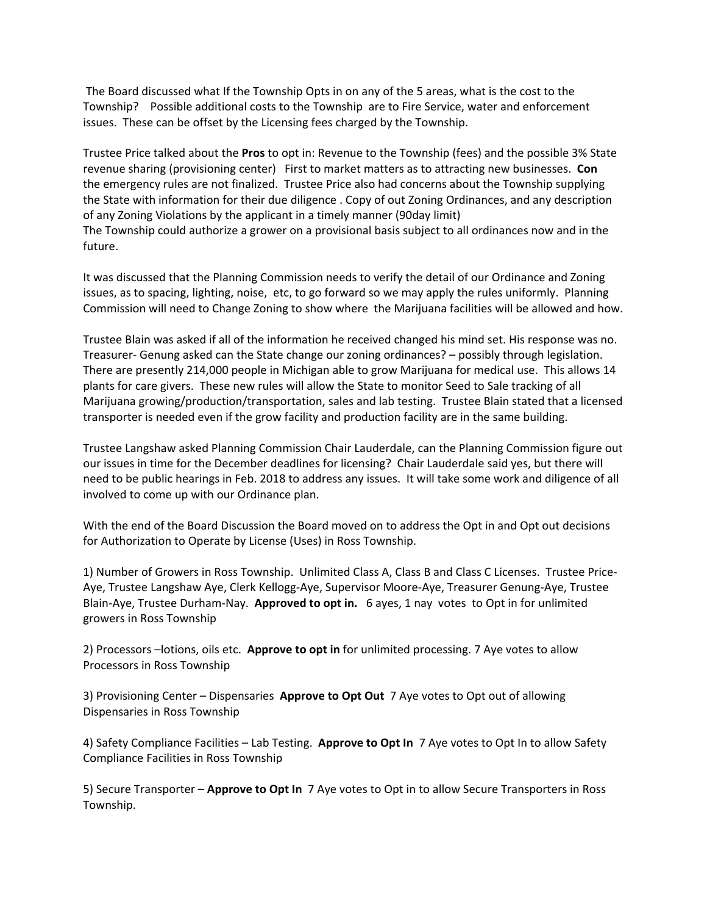The Board discussed what If the Township Opts in on any of the 5 areas, what is the cost to the Township? Possible additional costs to the Township are to Fire Service, water and enforcement issues. These can be offset by the Licensing fees charged by the Township.

Trustee Price talked about the **Pros** to opt in: Revenue to the Township (fees) and the possible 3% State revenue sharing (provisioning center) First to market matters as to attracting new businesses. **Con** the emergency rules are not finalized. Trustee Price also had concerns about the Township supplying the State with information for their due diligence . Copy of out Zoning Ordinances, and any description of any Zoning Violations by the applicant in a timely manner (90day limit)
The Township could authorize a grower on a provisional basis subject to all ordinances now and in the future.

It was discussed that the Planning Commission needs to verify the detail of our Ordinance and Zoning issues, as to spacing, lighting, noise, etc, to go forward so we may apply the rules uniformly. Planning Commission will need to Change Zoning to show where the Marijuana facilities will be allowed and how.

Trustee Blain was asked if all of the information he received changed his mind set. His response was no. Treasurer- Genung asked can the State change our zoning ordinances? – possibly through legislation. There are presently 214,000 people in Michigan able to grow Marijuana for medical use. This allows 14 plants for care givers. These new rules will allow the State to monitor Seed to Sale tracking of all Marijuana growing/production/transportation, sales and lab testing. Trustee Blain stated that a licensed transporter is needed even if the grow facility and production facility are in the same building.

Trustee Langshaw asked Planning Commission Chair Lauderdale, can the Planning Commission figure out our issues in time for the December deadlines for licensing? Chair Lauderdale said yes, but there will need to be public hearings in Feb. 2018 to address any issues. It will take some work and diligence of all involved to come up with our Ordinance plan.

With the end of the Board Discussion the Board moved on to address the Opt in and Opt out decisions for Authorization to Operate by License (Uses) in Ross Township.

1) Number of Growers in Ross Township. Unlimited Class A, Class B and Class C Licenses. Trustee Price-Aye, Trustee Langshaw Aye, Clerk Kellogg-Aye, Supervisor Moore-Aye, Treasurer Genung-Aye, Trustee Blain-Aye, Trustee Durham-Nay. **Approved to opt in.** 6 ayes, 1 nay votes to Opt in for unlimited growers in Ross Township

2) Processors –lotions, oils etc. **Approve to opt in** for unlimited processing. 7 Aye votes to allow Processors in Ross Township

3) Provisioning Center – Dispensaries **Approve to Opt Out** 7 Aye votes to Opt out of allowing Dispensaries in Ross Township

4) Safety Compliance Facilities – Lab Testing. **Approve to Opt In** 7 Aye votes to Opt In to allow Safety Compliance Facilities in Ross Township

5) Secure Transporter – **Approve to Opt In** 7 Aye votes to Opt in to allow Secure Transporters in Ross Township.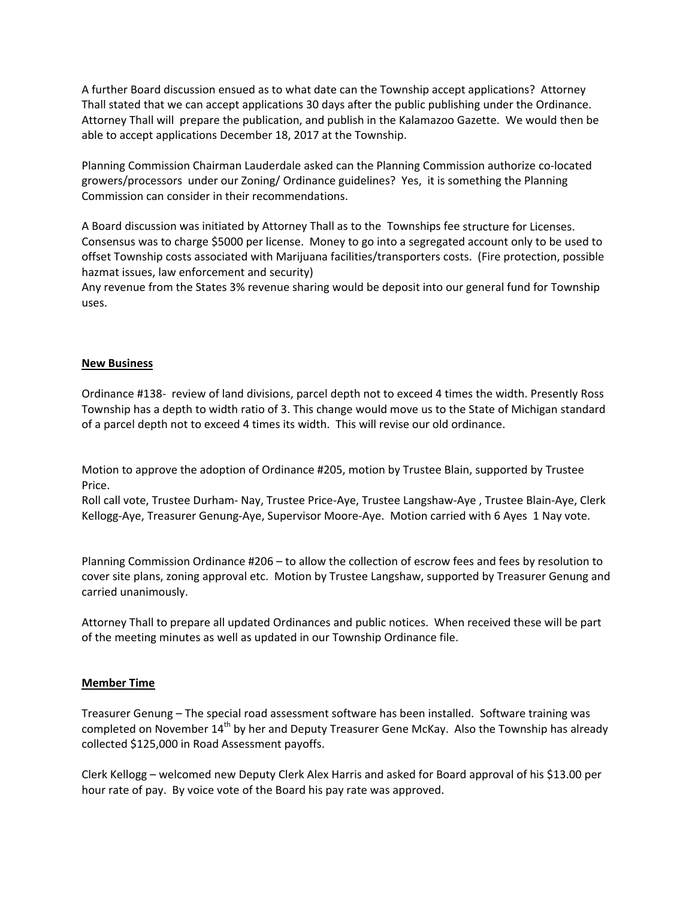A further Board discussion ensued as to what date can the Township accept applications? Attorney Thall stated that we can accept applications 30 days after the public publishing under the Ordinance. Attorney Thall will prepare the publication, and publish in the Kalamazoo Gazette. We would then be able to accept applications December 18, 2017 at the Township.

Planning Commission Chairman Lauderdale asked can the Planning Commission authorize co-located growers/processors under our Zoning/ Ordinance guidelines? Yes, it is something the Planning Commission can consider in their recommendations.

A Board discussion was initiated by Attorney Thall as to the Townships fee structure for Licenses. Consensus was to charge $5000 per license. Money to go into a segregated account only to be used to offset Township costs associated with Marijuana facilities/transporters costs. (Fire protection, possible hazmat issues, law enforcement and security)
Any revenue from the States 3% revenue sharing would be deposit into our general fund for Township uses.

**New Business**

Ordinance #138- review of land divisions, parcel depth not to exceed 4 times the width. Presently Ross Township has a depth to width ratio of 3. This change would move us to the State of Michigan standard of a parcel depth not to exceed 4 times its width. This will revise our old ordinance.

Motion to approve the adoption of Ordinance #205, motion by Trustee Blain, supported by Trustee Price.
Roll call vote, Trustee Durham- Nay, Trustee Price-Aye, Trustee Langshaw-Aye , Trustee Blain-Aye, Clerk Kellogg-Aye, Treasurer Genung-Aye, Supervisor Moore-Aye. Motion carried with 6 Ayes 1 Nay vote.

Planning Commission Ordinance #206 – to allow the collection of escrow fees and fees by resolution to cover site plans, zoning approval etc. Motion by Trustee Langshaw, supported by Treasurer Genung and carried unanimously.

Attorney Thall to prepare all updated Ordinances and public notices. When received these will be part of the meeting minutes as well as updated in our Township Ordinance file.

**Member Time**

Treasurer Genung – The special road assessment software has been installed. Software training was completed on November 14th by her and Deputy Treasurer Gene McKay. Also the Township has already collected $125,000 in Road Assessment payoffs.

Clerk Kellogg – welcomed new Deputy Clerk Alex Harris and asked for Board approval of his $13.00 per hour rate of pay. By voice vote of the Board his pay rate was approved.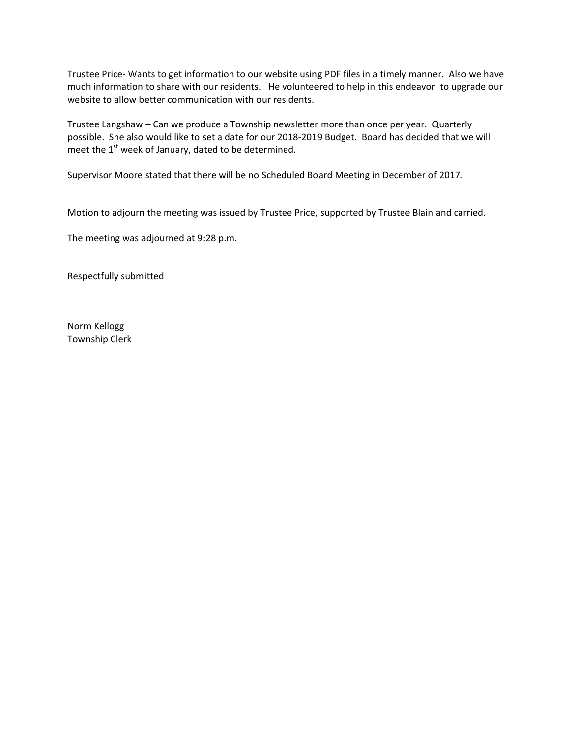Trustee Price- Wants to get information to our website using PDF files in a timely manner. Also we have much information to share with our residents. He volunteered to help in this endeavor to upgrade our website to allow better communication with our residents.

Trustee Langshaw – Can we produce a Township newsletter more than once per year. Quarterly possible. She also would like to set a date for our 2018-2019 Budget. Board has decided that we will meet the 1st week of January, dated to be determined.

Supervisor Moore stated that there will be no Scheduled Board Meeting in December of 2017.

Motion to adjourn the meeting was issued by Trustee Price, supported by Trustee Blain and carried.

The meeting was adjourned at 9:28 p.m.

Respectfully submitted

Norm Kellogg
Township Clerk